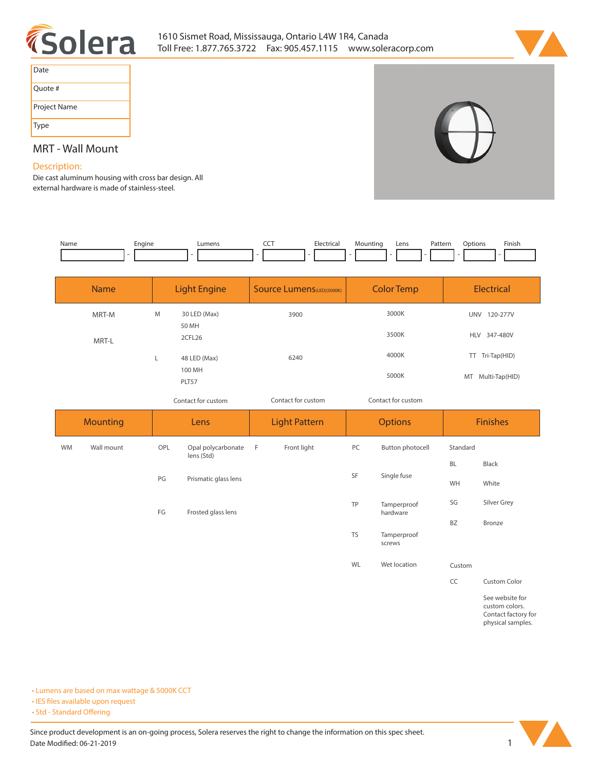1610 Sismet Road, Mississauga, Ontario L4W 1R4, Canada
Toll Free: 1.877.765.3722 Fax: 905.457.1115 www.soleracorp.com

| Date | |
|---|---|
| Quote # | |
| Project Name | |
| Type | |

## MRT - Wall Mount

### Description:

Die cast aluminum housing with cross bar design. All external hardware is made of stainless-steel.

| Name | Engine | Lumens | CCT | Electrical | Mounting | Lens | Pattern | Options | Finish |
|---|---|---|---|---|---|---|---|---|---|
| | - | - | - | - | - | - | - | - | - |

| Name | Light Engine | | Source Lumens (LED)(5000K) | Color Temp | Electrical |
|---|---|---|---|---|---|
| MRT-M | M | 30 LED (Max)<br>50 MH<br>2CFL26 | 3900 | 3000K | UNV 120-277V |
| MRT-L | | | | 3500K | HLV 347-480V |
| | L | 48 LED (Max)<br>100 MH<br>PLT57 | 6240 | 4000K | TT Tri-Tap(HID) |
| | | | | 5000K | MT Multi-Tap(HID) |
| | | Contact for custom | Contact for custom | Contact for custom | |

| Mounting | | Lens | | Light Pattern | | Options | | Finishes | |
|---|---|---|---|---|---|---|---|---|---|
| WM | Wall mount | OPL | Opal polycarbonate lens (Std) | F | Front light | PC | Button photocell | Standard | |
| | | | | | | | | BL | Black |
| | | PG | Prismatic glass lens | | | SF | Single fuse | WH | White |
| | | | | | | | | SG | Silver Grey |
| | | FG | Frosted glass lens | | | TP | Tamperproof hardware | BZ | Bronze |
| | | | | | | TS | Tamperproof screws | | |
| | | | | | | WL | Wet location | Custom | |
| | | | | | | | | CC | Custom Color |
| | | | | | | | | | See website for custom colors. Contact factory for physical samples. |

- Lumens are based on max wattage & 5000K CCT
- IES files available upon request
- Std - Standard Offering

Since product development is an on-going process, Solera reserves the right to change the information on this spec sheet.
Date Modified: 06-21-2019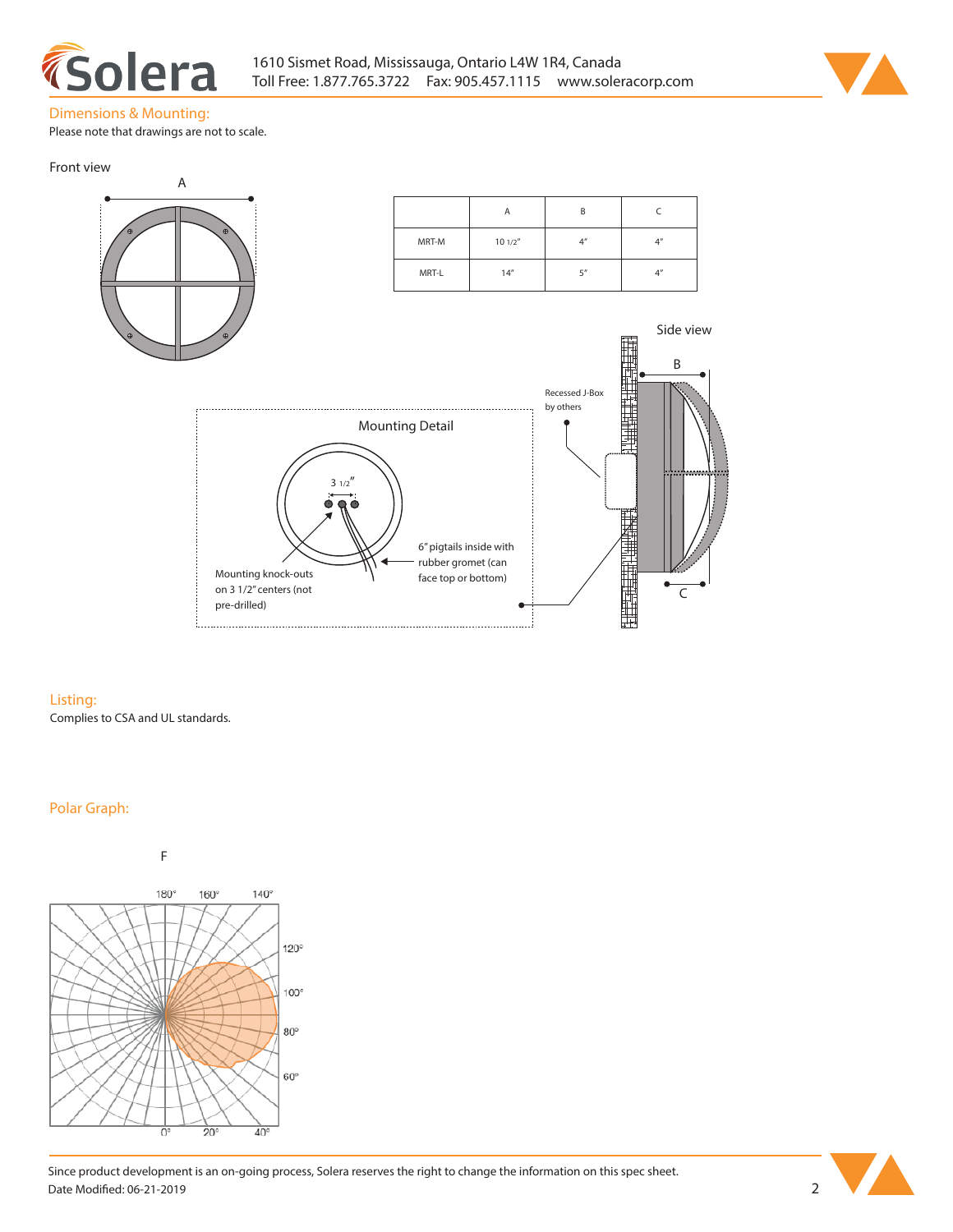1610 Sismet Road, Mississauga, Ontario L4W 1R4, Canada
Toll Free: 1.877.765.3722   Fax: 905.457.1115   www.soleracorp.com

## Dimensions & Mounting:

Please note that drawings are not to scale.

Front view

A

| | A | B | C |
|---|---|---|---|
| MRT-M | 10 1/2" | 4" | 4" |
| MRT-L | 14" | 5" | 4" |

Side view

B

C

Recessed J-Box by others

Mounting Detail

3 1/2"

Mounting knock-outs on 3 1/2" centers (not pre-drilled)

6" pigtails inside with rubber gromet (can face top or bottom)

## Listing:

Complies to CSA and UL standards.

## Polar Graph:

F

180° 160° 140°

120°

100°

80°

60°

0° 20° 40°

Since product development is an on-going process, Solera reserves the right to change the information on this spec sheet.
Date Modified: 06-21-2019